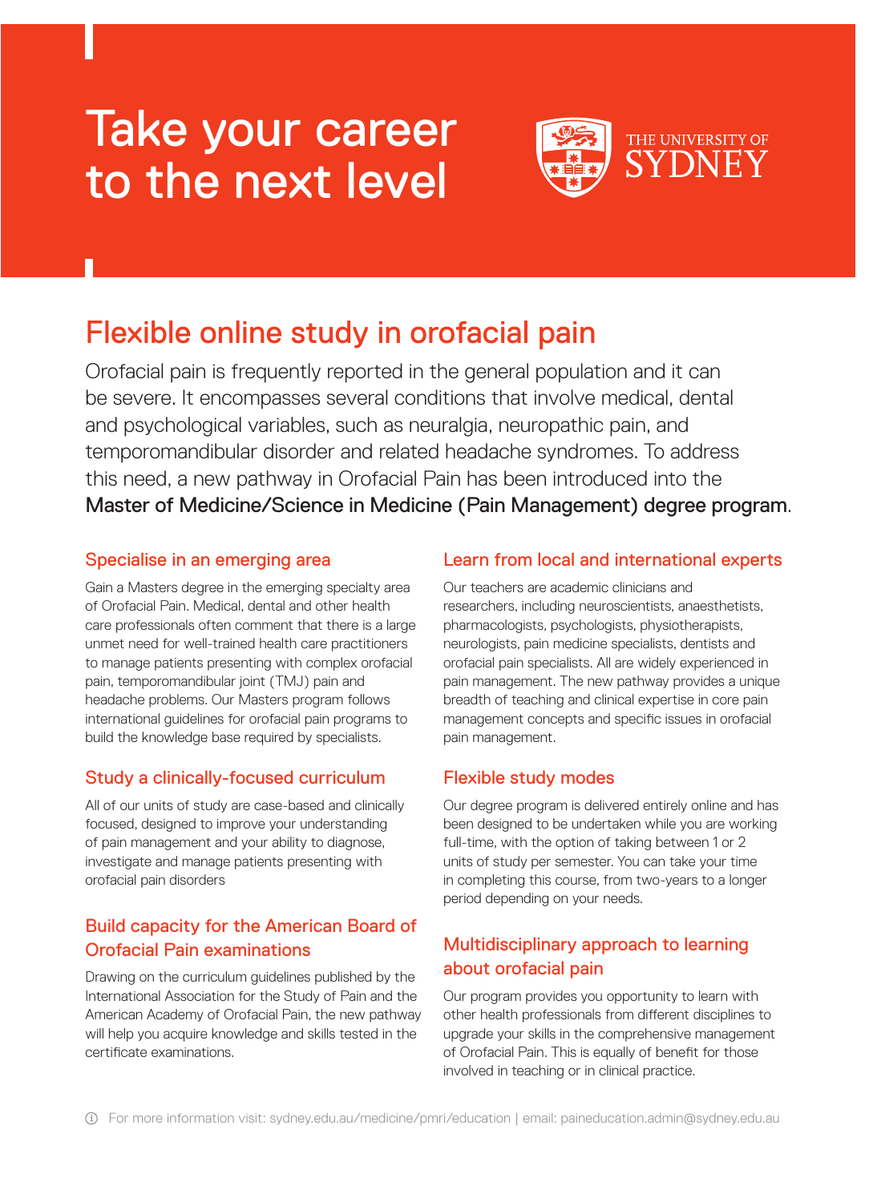# Take your career to the next level

THE UNIVERSITY OF SYDNEY

## Flexible online study in orofacial pain

Orofacial pain is frequently reported in the general population and it can be severe. It encompasses several conditions that involve medical, dental and psychological variables, such as neuralgia, neuropathic pain, and temporomandibular disorder and related headache syndromes. To address this need, a new pathway in Orofacial Pain has been introduced into the **Master of Medicine/Science in Medicine (Pain Management) degree program**.

### Specialise in an emerging area

Gain a Masters degree in the emerging specialty area of Orofacial Pain. Medical, dental and other health care professionals often comment that there is a large unmet need for well-trained health care practitioners to manage patients presenting with complex orofacial pain, temporomandibular joint (TMJ) pain and headache problems. Our Masters program follows international guidelines for orofacial pain programs to build the knowledge base required by specialists.

### Study a clinically-focused curriculum

All of our units of study are case-based and clinically focused, designed to improve your understanding of pain management and your ability to diagnose, investigate and manage patients presenting with orofacial pain disorders

### Build capacity for the American Board of Orofacial Pain examinations

Drawing on the curriculum guidelines published by the International Association for the Study of Pain and the American Academy of Orofacial Pain, the new pathway will help you acquire knowledge and skills tested in the certificate examinations.

### Learn from local and international experts

Our teachers are academic clinicians and researchers, including neuroscientists, anaesthetists, pharmacologists, psychologists, physiotherapists, neurologists, pain medicine specialists, dentists and orofacial pain specialists. All are widely experienced in pain management. The new pathway provides a unique breadth of teaching and clinical expertise in core pain management concepts and specific issues in orofacial pain management.

### Flexible study modes

Our degree program is delivered entirely online and has been designed to be undertaken while you are working full-time, with the option of taking between 1 or 2 units of study per semester. You can take your time in completing this course, from two-years to a longer period depending on your needs.

### Multidisciplinary approach to learning about orofacial pain

Our program provides you opportunity to learn with other health professionals from different disciplines to upgrade your skills in the comprehensive management of Orofacial Pain. This is equally of benefit for those involved in teaching or in clinical practice.

For more information visit: sydney.edu.au/medicine/pmri/education | email: paineducation.admin@sydney.edu.au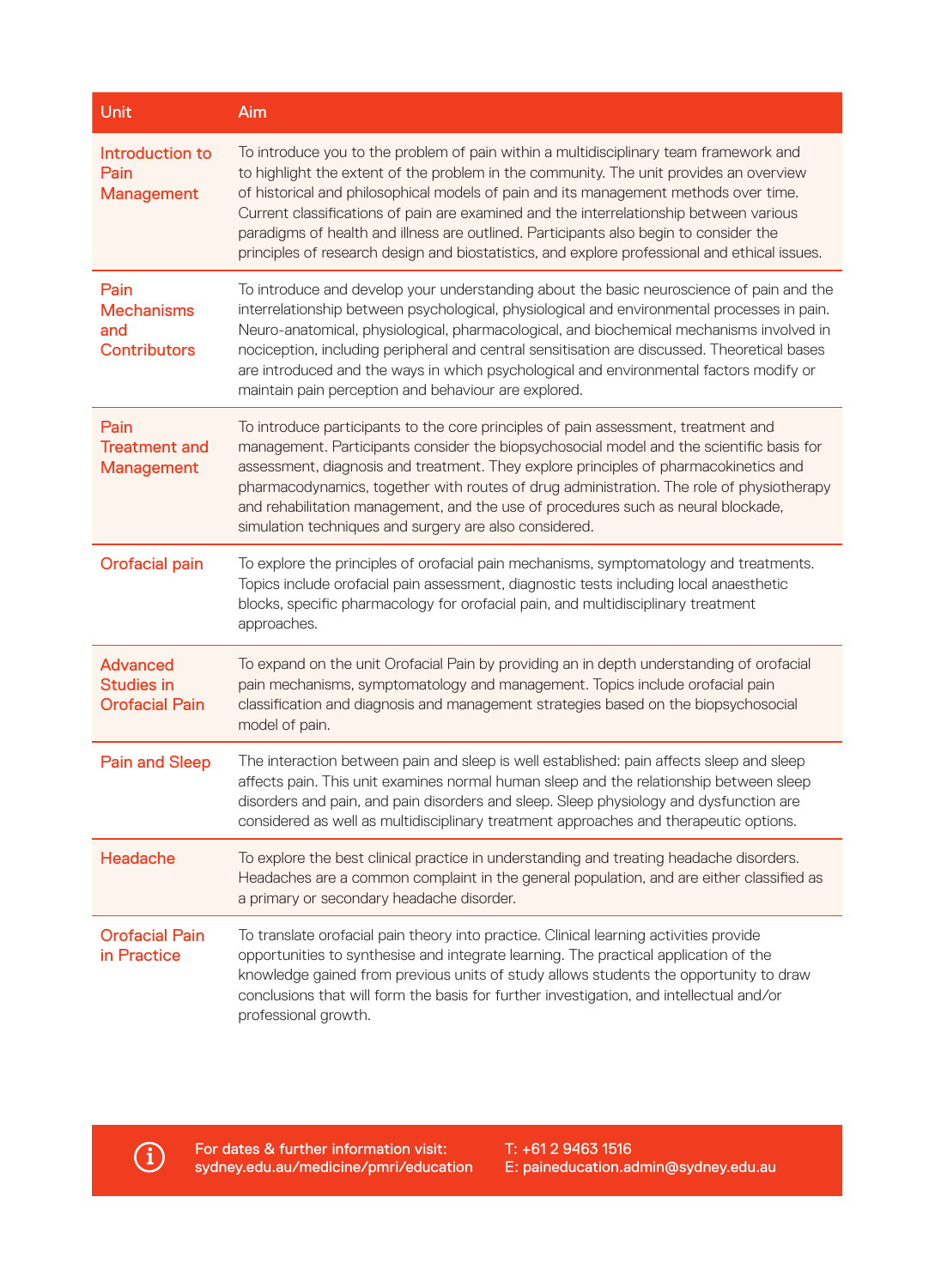| Unit | Aim |
|---|---|
| Introduction to Pain Management | To introduce you to the problem of pain within a multidisciplinary team framework and to highlight the extent of the problem in the community. The unit provides an overview of historical and philosophical models of pain and its management methods over time. Current classifications of pain are examined and the interrelationship between various paradigms of health and illness are outlined. Participants also begin to consider the principles of research design and biostatistics, and explore professional and ethical issues. |
| Pain Mechanisms and Contributors | To introduce and develop your understanding about the basic neuroscience of pain and the interrelationship between psychological, physiological and environmental processes in pain. Neuro-anatomical, physiological, pharmacological, and biochemical mechanisms involved in nociception, including peripheral and central sensitisation are discussed. Theoretical bases are introduced and the ways in which psychological and environmental factors modify or maintain pain perception and behaviour are explored. |
| Pain Treatment and Management | To introduce participants to the core principles of pain assessment, treatment and management. Participants consider the biopsychosocial model and the scientific basis for assessment, diagnosis and treatment. They explore principles of pharmacokinetics and pharmacodynamics, together with routes of drug administration. The role of physiotherapy and rehabilitation management, and the use of procedures such as neural blockade, simulation techniques and surgery are also considered. |
| Orofacial pain | To explore the principles of orofacial pain mechanisms, symptomatology and treatments. Topics include orofacial pain assessment, diagnostic tests including local anaesthetic blocks, specific pharmacology for orofacial pain, and multidisciplinary treatment approaches. |
| Advanced Studies in Orofacial Pain | To expand on the unit Orofacial Pain by providing an in depth understanding of orofacial pain mechanisms, symptomatology and management. Topics include orofacial pain classification and diagnosis and management strategies based on the biopsychosocial model of pain. |
| Pain and Sleep | The interaction between pain and sleep is well established: pain affects sleep and sleep affects pain. This unit examines normal human sleep and the relationship between sleep disorders and pain, and pain disorders and sleep. Sleep physiology and dysfunction are considered as well as multidisciplinary treatment approaches and therapeutic options. |
| Headache | To explore the best clinical practice in understanding and treating headache disorders. Headaches are a common complaint in the general population, and are either classified as a primary or secondary headache disorder. |
| Orofacial Pain in Practice | To translate orofacial pain theory into practice. Clinical learning activities provide opportunities to synthesise and integrate learning. The practical application of the knowledge gained from previous units of study allows students the opportunity to draw conclusions that will form the basis for further investigation, and intellectual and/or professional growth. |

For dates & further information visit:
sydney.edu.au/medicine/pmri/education

T: +61 2 9463 1516
E: paineducation.admin@sydney.edu.au